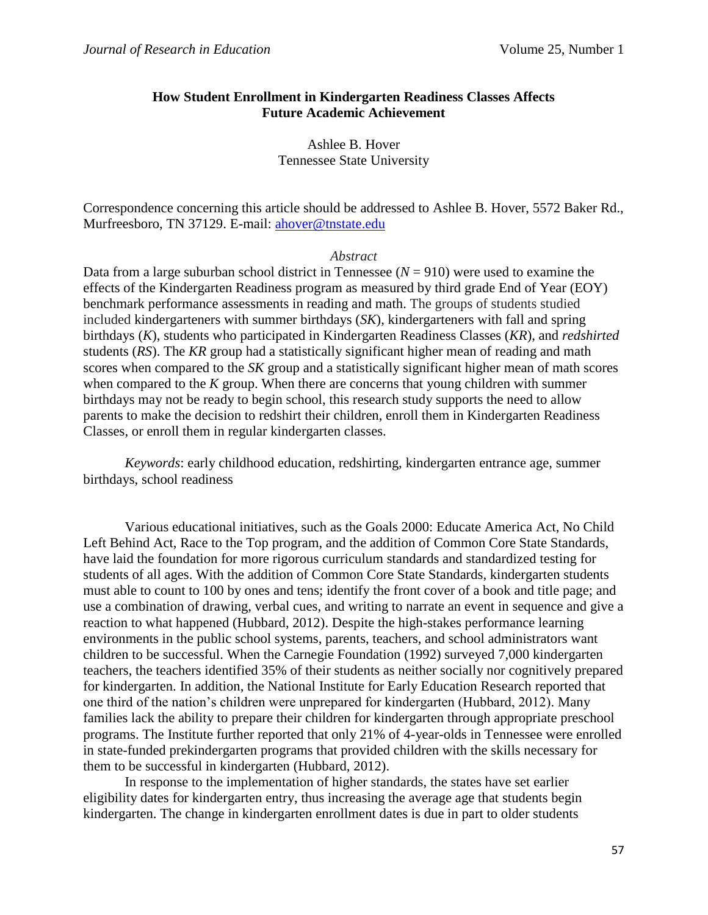# How Student Enrollment in Kindergarten Readiness Classes Affects Future Academic Achievement

Ashlee B. Hover
Tennessee State University

Correspondence concerning this article should be addressed to Ashlee B. Hover, 5572 Baker Rd., Murfreesboro, TN 37129. E-mail: ahover@tnstate.edu

*Abstract*

Data from a large suburban school district in Tennessee ($N = 910$) were used to examine the effects of the Kindergarten Readiness program as measured by third grade End of Year (EOY) benchmark performance assessments in reading and math. The groups of students studied included kindergarteners with summer birthdays (*SK*), kindergarteners with fall and spring birthdays (*K*), students who participated in Kindergarten Readiness Classes (*KR*), and *redshirted* students (*RS*). The *KR* group had a statistically significant higher mean of reading and math scores when compared to the *SK* group and a statistically significant higher mean of math scores when compared to the *K* group. When there are concerns that young children with summer birthdays may not be ready to begin school, this research study supports the need to allow parents to make the decision to redshirt their children, enroll them in Kindergarten Readiness Classes, or enroll them in regular kindergarten classes.

*Keywords*: early childhood education, redshirting, kindergarten entrance age, summer birthdays, school readiness

Various educational initiatives, such as the Goals 2000: Educate America Act, No Child Left Behind Act, Race to the Top program, and the addition of Common Core State Standards, have laid the foundation for more rigorous curriculum standards and standardized testing for students of all ages. With the addition of Common Core State Standards, kindergarten students must able to count to 100 by ones and tens; identify the front cover of a book and title page; and use a combination of drawing, verbal cues, and writing to narrate an event in sequence and give a reaction to what happened (Hubbard, 2012). Despite the high-stakes performance learning environments in the public school systems, parents, teachers, and school administrators want children to be successful. When the Carnegie Foundation (1992) surveyed 7,000 kindergarten teachers, the teachers identified 35% of their students as neither socially nor cognitively prepared for kindergarten. In addition, the National Institute for Early Education Research reported that one third of the nation's children were unprepared for kindergarten (Hubbard, 2012). Many families lack the ability to prepare their children for kindergarten through appropriate preschool programs. The Institute further reported that only 21% of 4-year-olds in Tennessee were enrolled in state-funded prekindergarten programs that provided children with the skills necessary for them to be successful in kindergarten (Hubbard, 2012).

In response to the implementation of higher standards, the states have set earlier eligibility dates for kindergarten entry, thus increasing the average age that students begin kindergarten. The change in kindergarten enrollment dates is due in part to older students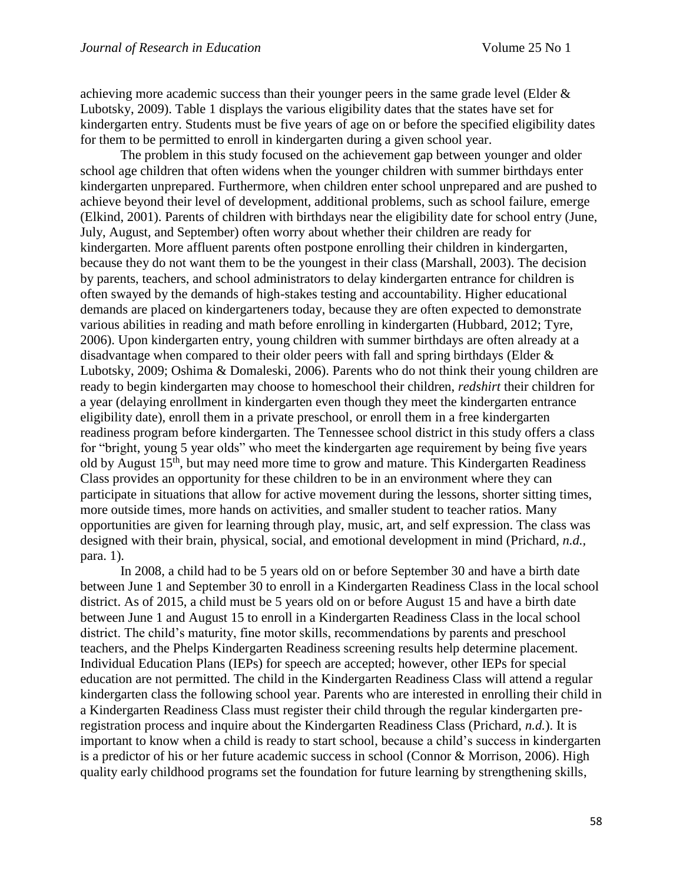achieving more academic success than their younger peers in the same grade level (Elder & Lubotsky, 2009). Table 1 displays the various eligibility dates that the states have set for kindergarten entry. Students must be five years of age on or before the specified eligibility dates for them to be permitted to enroll in kindergarten during a given school year.

The problem in this study focused on the achievement gap between younger and older school age children that often widens when the younger children with summer birthdays enter kindergarten unprepared. Furthermore, when children enter school unprepared and are pushed to achieve beyond their level of development, additional problems, such as school failure, emerge (Elkind, 2001). Parents of children with birthdays near the eligibility date for school entry (June, July, August, and September) often worry about whether their children are ready for kindergarten. More affluent parents often postpone enrolling their children in kindergarten, because they do not want them to be the youngest in their class (Marshall, 2003). The decision by parents, teachers, and school administrators to delay kindergarten entrance for children is often swayed by the demands of high-stakes testing and accountability. Higher educational demands are placed on kindergarteners today, because they are often expected to demonstrate various abilities in reading and math before enrolling in kindergarten (Hubbard, 2012; Tyre, 2006). Upon kindergarten entry, young children with summer birthdays are often already at a disadvantage when compared to their older peers with fall and spring birthdays (Elder & Lubotsky, 2009; Oshima & Domaleski, 2006). Parents who do not think their young children are ready to begin kindergarten may choose to homeschool their children, *redshirt* their children for a year (delaying enrollment in kindergarten even though they meet the kindergarten entrance eligibility date), enroll them in a private preschool, or enroll them in a free kindergarten readiness program before kindergarten. The Tennessee school district in this study offers a class for "bright, young 5 year olds" who meet the kindergarten age requirement by being five years old by August 15th, but may need more time to grow and mature. This Kindergarten Readiness Class provides an opportunity for these children to be in an environment where they can participate in situations that allow for active movement during the lessons, shorter sitting times, more outside times, more hands on activities, and smaller student to teacher ratios. Many opportunities are given for learning through play, music, art, and self expression. The class was designed with their brain, physical, social, and emotional development in mind (Prichard, *n.d.*, para. 1).

In 2008, a child had to be 5 years old on or before September 30 and have a birth date between June 1 and September 30 to enroll in a Kindergarten Readiness Class in the local school district. As of 2015, a child must be 5 years old on or before August 15 and have a birth date between June 1 and August 15 to enroll in a Kindergarten Readiness Class in the local school district. The child's maturity, fine motor skills, recommendations by parents and preschool teachers, and the Phelps Kindergarten Readiness screening results help determine placement. Individual Education Plans (IEPs) for speech are accepted; however, other IEPs for special education are not permitted. The child in the Kindergarten Readiness Class will attend a regular kindergarten class the following school year. Parents who are interested in enrolling their child in a Kindergarten Readiness Class must register their child through the regular kindergarten pre-registration process and inquire about the Kindergarten Readiness Class (Prichard, *n.d.*). It is important to know when a child is ready to start school, because a child's success in kindergarten is a predictor of his or her future academic success in school (Connor & Morrison, 2006). High quality early childhood programs set the foundation for future learning by strengthening skills,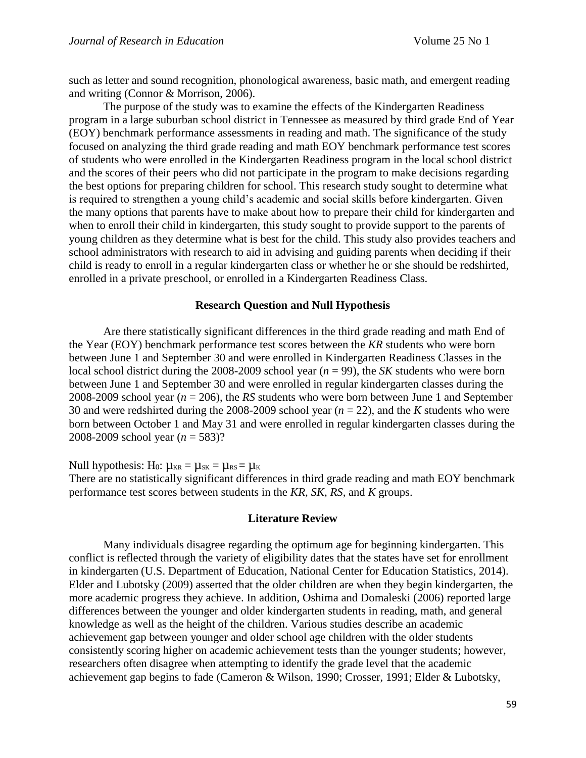such as letter and sound recognition, phonological awareness, basic math, and emergent reading and writing (Connor & Morrison, 2006).

The purpose of the study was to examine the effects of the Kindergarten Readiness program in a large suburban school district in Tennessee as measured by third grade End of Year (EOY) benchmark performance assessments in reading and math. The significance of the study focused on analyzing the third grade reading and math EOY benchmark performance test scores of students who were enrolled in the Kindergarten Readiness program in the local school district and the scores of their peers who did not participate in the program to make decisions regarding the best options for preparing children for school. This research study sought to determine what is required to strengthen a young child's academic and social skills before kindergarten. Given the many options that parents have to make about how to prepare their child for kindergarten and when to enroll their child in kindergarten, this study sought to provide support to the parents of young children as they determine what is best for the child. This study also provides teachers and school administrators with research to aid in advising and guiding parents when deciding if their child is ready to enroll in a regular kindergarten class or whether he or she should be redshirted, enrolled in a private preschool, or enrolled in a Kindergarten Readiness Class.

## Research Question and Null Hypothesis

Are there statistically significant differences in the third grade reading and math End of the Year (EOY) benchmark performance test scores between the *KR* students who were born between June 1 and September 30 and were enrolled in Kindergarten Readiness Classes in the local school district during the 2008-2009 school year ($n = 99$), the *SK* students who were born between June 1 and September 30 and were enrolled in regular kindergarten classes during the 2008-2009 school year ($n = 206$), the *RS* students who were born between June 1 and September 30 and were redshirted during the 2008-2009 school year ($n = 22$), and the *K* students who were born between October 1 and May 31 and were enrolled in regular kindergarten classes during the 2008-2009 school year ($n = 583$)?

Null hypothesis: $H_0$: $\mu_{KR} = \mu_{SK} = \mu_{RS} = \mu_K$
There are no statistically significant differences in third grade reading and math EOY benchmark performance test scores between students in the *KR*, *SK*, *RS*, and *K* groups.

## Literature Review

Many individuals disagree regarding the optimum age for beginning kindergarten. This conflict is reflected through the variety of eligibility dates that the states have set for enrollment in kindergarten (U.S. Department of Education, National Center for Education Statistics, 2014). Elder and Lubotsky (2009) asserted that the older children are when they begin kindergarten, the more academic progress they achieve. In addition, Oshima and Domaleski (2006) reported large differences between the younger and older kindergarten students in reading, math, and general knowledge as well as the height of the children. Various studies describe an academic achievement gap between younger and older school age children with the older students consistently scoring higher on academic achievement tests than the younger students; however, researchers often disagree when attempting to identify the grade level that the academic achievement gap begins to fade (Cameron & Wilson, 1990; Crosser, 1991; Elder & Lubotsky,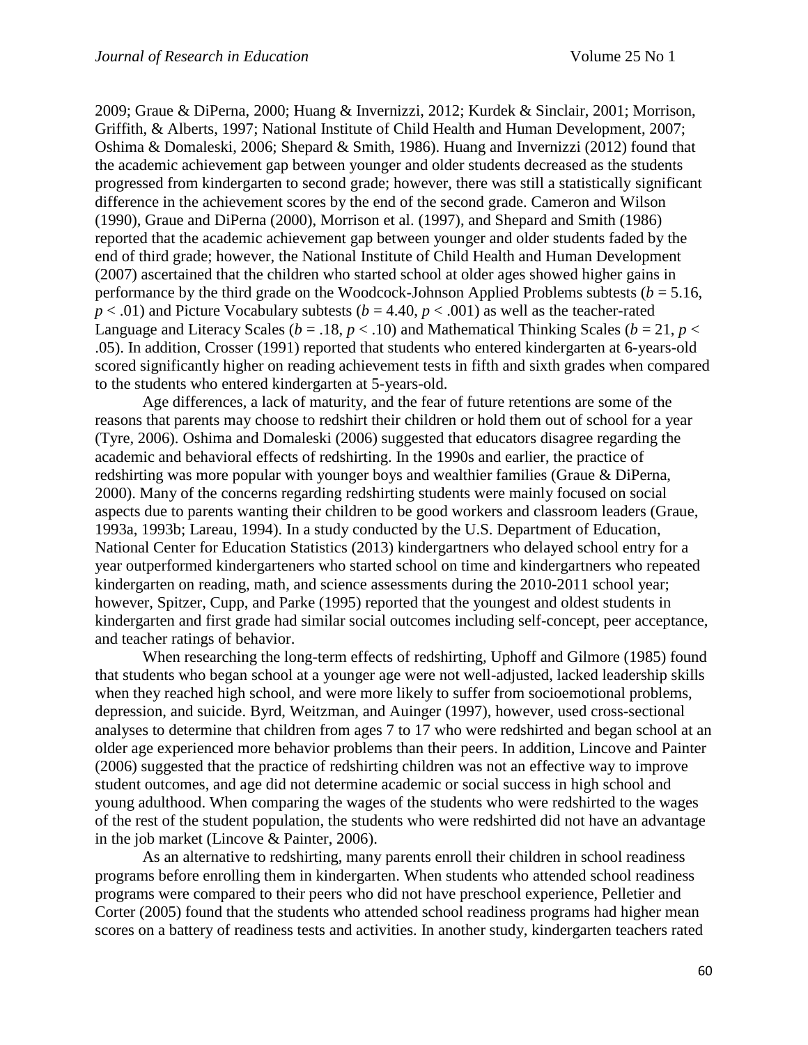2009; Graue & DiPerna, 2000; Huang & Invernizzi, 2012; Kurdek & Sinclair, 2001; Morrison, Griffith, & Alberts, 1997; National Institute of Child Health and Human Development, 2007; Oshima & Domaleski, 2006; Shepard & Smith, 1986). Huang and Invernizzi (2012) found that the academic achievement gap between younger and older students decreased as the students progressed from kindergarten to second grade; however, there was still a statistically significant difference in the achievement scores by the end of the second grade. Cameron and Wilson (1990), Graue and DiPerna (2000), Morrison et al. (1997), and Shepard and Smith (1986) reported that the academic achievement gap between younger and older students faded by the end of third grade; however, the National Institute of Child Health and Human Development (2007) ascertained that the children who started school at older ages showed higher gains in performance by the third grade on the Woodcock-Johnson Applied Problems subtests ($b = 5.16$, $p < .01$) and Picture Vocabulary subtests ($b = 4.40$, $p < .001$) as well as the teacher-rated Language and Literacy Scales ($b = .18$, $p < .10$) and Mathematical Thinking Scales ($b = 21$, $p < .05$). In addition, Crosser (1991) reported that students who entered kindergarten at 6-years-old scored significantly higher on reading achievement tests in fifth and sixth grades when compared to the students who entered kindergarten at 5-years-old.

Age differences, a lack of maturity, and the fear of future retentions are some of the reasons that parents may choose to redshirt their children or hold them out of school for a year (Tyre, 2006). Oshima and Domaleski (2006) suggested that educators disagree regarding the academic and behavioral effects of redshirting. In the 1990s and earlier, the practice of redshirting was more popular with younger boys and wealthier families (Graue & DiPerna, 2000). Many of the concerns regarding redshirting students were mainly focused on social aspects due to parents wanting their children to be good workers and classroom leaders (Graue, 1993a, 1993b; Lareau, 1994). In a study conducted by the U.S. Department of Education, National Center for Education Statistics (2013) kindergartners who delayed school entry for a year outperformed kindergarteners who started school on time and kindergartners who repeated kindergarten on reading, math, and science assessments during the 2010-2011 school year; however, Spitzer, Cupp, and Parke (1995) reported that the youngest and oldest students in kindergarten and first grade had similar social outcomes including self-concept, peer acceptance, and teacher ratings of behavior.

When researching the long-term effects of redshirting, Uphoff and Gilmore (1985) found that students who began school at a younger age were not well-adjusted, lacked leadership skills when they reached high school, and were more likely to suffer from socioemotional problems, depression, and suicide. Byrd, Weitzman, and Auinger (1997), however, used cross-sectional analyses to determine that children from ages 7 to 17 who were redshirted and began school at an older age experienced more behavior problems than their peers. In addition, Lincove and Painter (2006) suggested that the practice of redshirting children was not an effective way to improve student outcomes, and age did not determine academic or social success in high school and young adulthood. When comparing the wages of the students who were redshirted to the wages of the rest of the student population, the students who were redshirted did not have an advantage in the job market (Lincove & Painter, 2006).

As an alternative to redshirting, many parents enroll their children in school readiness programs before enrolling them in kindergarten. When students who attended school readiness programs were compared to their peers who did not have preschool experience, Pelletier and Corter (2005) found that the students who attended school readiness programs had higher mean scores on a battery of readiness tests and activities. In another study, kindergarten teachers rated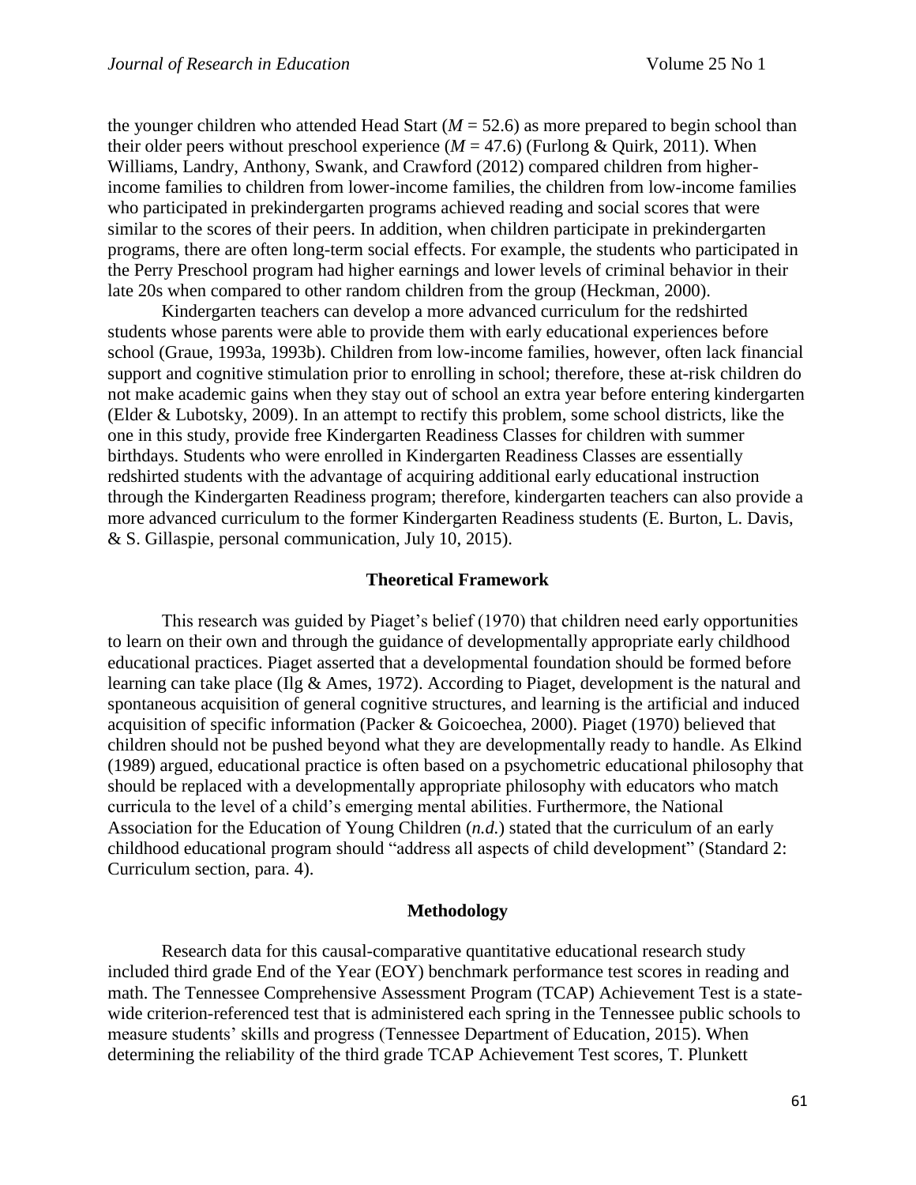the younger children who attended Head Start ($M = 52.6$) as more prepared to begin school than their older peers without preschool experience ($M = 47.6$) (Furlong & Quirk, 2011). When Williams, Landry, Anthony, Swank, and Crawford (2012) compared children from higher-income families to children from lower-income families, the children from low-income families who participated in prekindergarten programs achieved reading and social scores that were similar to the scores of their peers. In addition, when children participate in prekindergarten programs, there are often long-term social effects. For example, the students who participated in the Perry Preschool program had higher earnings and lower levels of criminal behavior in their late 20s when compared to other random children from the group (Heckman, 2000).

Kindergarten teachers can develop a more advanced curriculum for the redshirted students whose parents were able to provide them with early educational experiences before school (Graue, 1993a, 1993b). Children from low-income families, however, often lack financial support and cognitive stimulation prior to enrolling in school; therefore, these at-risk children do not make academic gains when they stay out of school an extra year before entering kindergarten (Elder & Lubotsky, 2009). In an attempt to rectify this problem, some school districts, like the one in this study, provide free Kindergarten Readiness Classes for children with summer birthdays. Students who were enrolled in Kindergarten Readiness Classes are essentially redshirted students with the advantage of acquiring additional early educational instruction through the Kindergarten Readiness program; therefore, kindergarten teachers can also provide a more advanced curriculum to the former Kindergarten Readiness students (E. Burton, L. Davis, & S. Gillaspie, personal communication, July 10, 2015).

## Theoretical Framework

This research was guided by Piaget's belief (1970) that children need early opportunities to learn on their own and through the guidance of developmentally appropriate early childhood educational practices. Piaget asserted that a developmental foundation should be formed before learning can take place (Ilg & Ames, 1972). According to Piaget, development is the natural and spontaneous acquisition of general cognitive structures, and learning is the artificial and induced acquisition of specific information (Packer & Goicoechea, 2000). Piaget (1970) believed that children should not be pushed beyond what they are developmentally ready to handle. As Elkind (1989) argued, educational practice is often based on a psychometric educational philosophy that should be replaced with a developmentally appropriate philosophy with educators who match curricula to the level of a child's emerging mental abilities. Furthermore, the National Association for the Education of Young Children (*n.d.*) stated that the curriculum of an early childhood educational program should "address all aspects of child development" (Standard 2: Curriculum section, para. 4).

## Methodology

Research data for this causal-comparative quantitative educational research study included third grade End of the Year (EOY) benchmark performance test scores in reading and math. The Tennessee Comprehensive Assessment Program (TCAP) Achievement Test is a state-wide criterion-referenced test that is administered each spring in the Tennessee public schools to measure students' skills and progress (Tennessee Department of Education, 2015). When determining the reliability of the third grade TCAP Achievement Test scores, T. Plunkett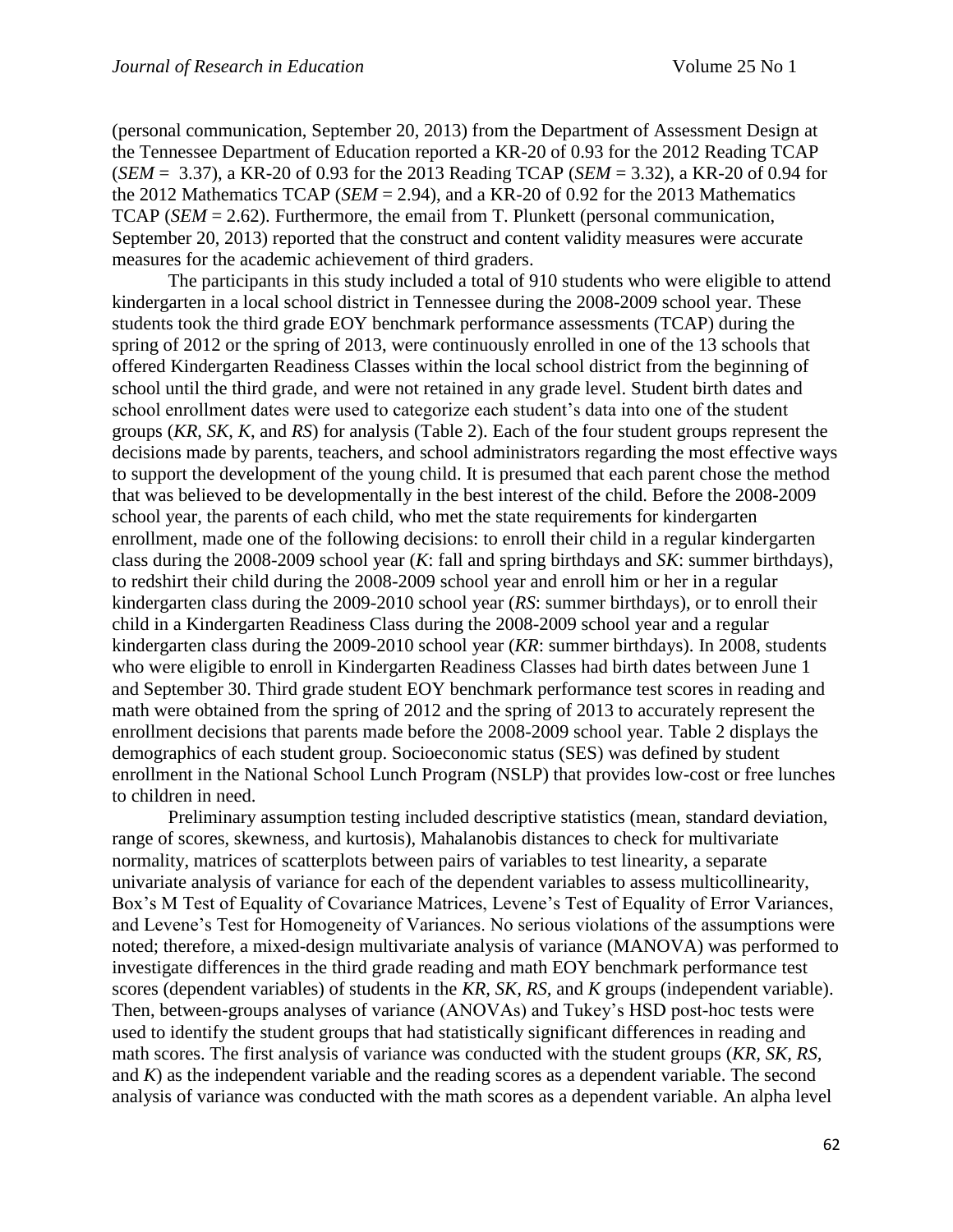(personal communication, September 20, 2013) from the Department of Assessment Design at the Tennessee Department of Education reported a KR-20 of 0.93 for the 2012 Reading TCAP (*SEM* = 3.37), a KR-20 of 0.93 for the 2013 Reading TCAP (*SEM* = 3.32), a KR-20 of 0.94 for the 2012 Mathematics TCAP (*SEM* = 2.94), and a KR-20 of 0.92 for the 2013 Mathematics TCAP (*SEM* = 2.62). Furthermore, the email from T. Plunkett (personal communication, September 20, 2013) reported that the construct and content validity measures were accurate measures for the academic achievement of third graders.

The participants in this study included a total of 910 students who were eligible to attend kindergarten in a local school district in Tennessee during the 2008-2009 school year. These students took the third grade EOY benchmark performance assessments (TCAP) during the spring of 2012 or the spring of 2013, were continuously enrolled in one of the 13 schools that offered Kindergarten Readiness Classes within the local school district from the beginning of school until the third grade, and were not retained in any grade level. Student birth dates and school enrollment dates were used to categorize each student's data into one of the student groups (*KR*, *SK*, *K*, and *RS*) for analysis (Table 2). Each of the four student groups represent the decisions made by parents, teachers, and school administrators regarding the most effective ways to support the development of the young child. It is presumed that each parent chose the method that was believed to be developmentally in the best interest of the child. Before the 2008-2009 school year, the parents of each child, who met the state requirements for kindergarten enrollment, made one of the following decisions: to enroll their child in a regular kindergarten class during the 2008-2009 school year (*K*: fall and spring birthdays and *SK*: summer birthdays), to redshirt their child during the 2008-2009 school year and enroll him or her in a regular kindergarten class during the 2009-2010 school year (*RS*: summer birthdays), or to enroll their child in a Kindergarten Readiness Class during the 2008-2009 school year and a regular kindergarten class during the 2009-2010 school year (*KR*: summer birthdays). In 2008, students who were eligible to enroll in Kindergarten Readiness Classes had birth dates between June 1 and September 30. Third grade student EOY benchmark performance test scores in reading and math were obtained from the spring of 2012 and the spring of 2013 to accurately represent the enrollment decisions that parents made before the 2008-2009 school year. Table 2 displays the demographics of each student group. Socioeconomic status (SES) was defined by student enrollment in the National School Lunch Program (NSLP) that provides low-cost or free lunches to children in need.

Preliminary assumption testing included descriptive statistics (mean, standard deviation, range of scores, skewness, and kurtosis), Mahalanobis distances to check for multivariate normality, matrices of scatterplots between pairs of variables to test linearity, a separate univariate analysis of variance for each of the dependent variables to assess multicollinearity, Box's M Test of Equality of Covariance Matrices, Levene's Test of Equality of Error Variances, and Levene's Test for Homogeneity of Variances. No serious violations of the assumptions were noted; therefore, a mixed-design multivariate analysis of variance (MANOVA) was performed to investigate differences in the third grade reading and math EOY benchmark performance test scores (dependent variables) of students in the *KR*, *SK*, *RS*, and *K* groups (independent variable). Then, between-groups analyses of variance (ANOVAs) and Tukey's HSD post-hoc tests were used to identify the student groups that had statistically significant differences in reading and math scores. The first analysis of variance was conducted with the student groups (*KR*, *SK*, *RS*, and *K*) as the independent variable and the reading scores as a dependent variable. The second analysis of variance was conducted with the math scores as a dependent variable. An alpha level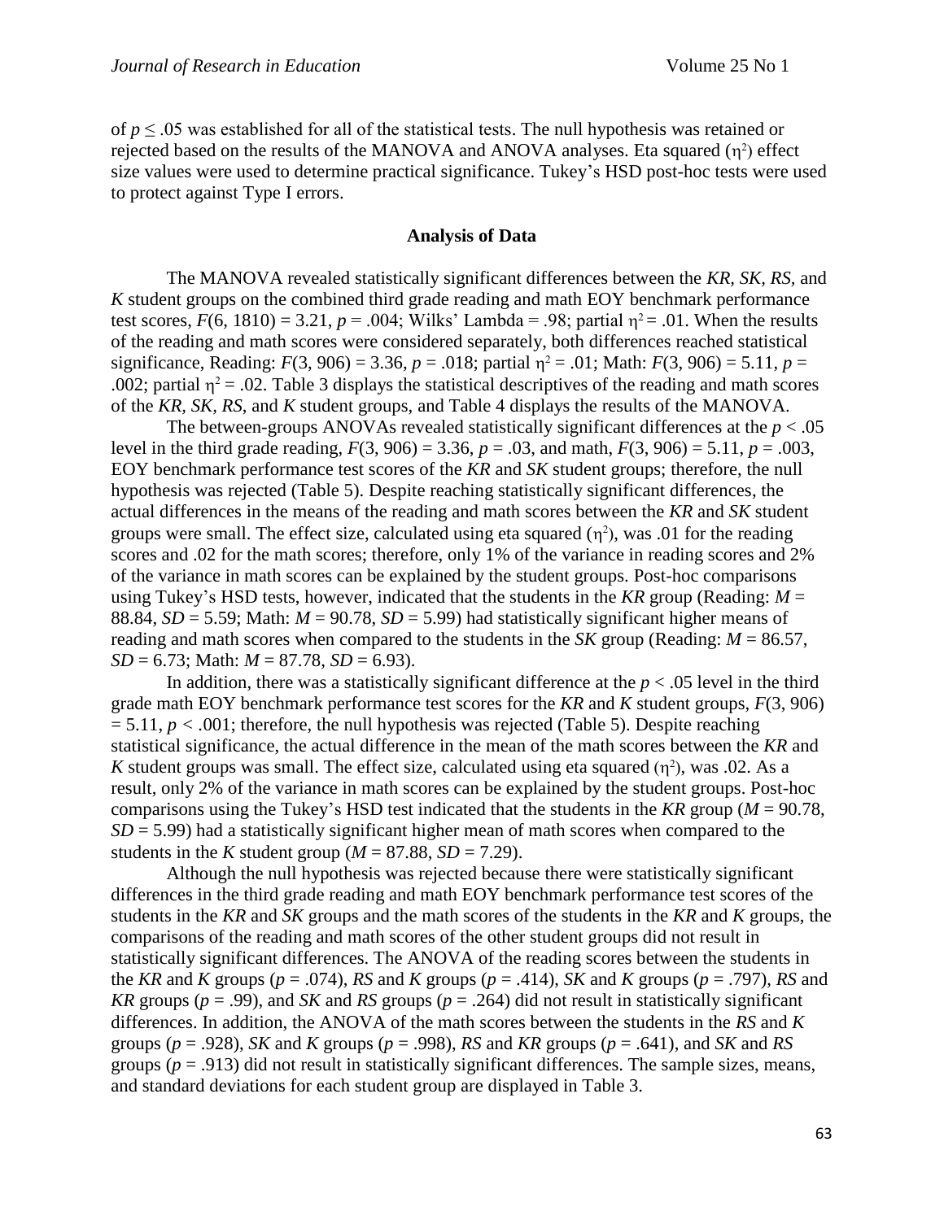of $p \leq .05$ was established for all of the statistical tests. The null hypothesis was retained or rejected based on the results of the MANOVA and ANOVA analyses. Eta squared ($\eta^2$) effect size values were used to determine practical significance. Tukey's HSD post-hoc tests were used to protect against Type I errors.

## Analysis of Data

The MANOVA revealed statistically significant differences between the *KR*, *SK*, *RS*, and *K* student groups on the combined third grade reading and math EOY benchmark performance test scores, $F(6, 1810) = 3.21$, $p = .004$; Wilks' Lambda = .98; partial $\eta^2 = .01$. When the results of the reading and math scores were considered separately, both differences reached statistical significance, Reading: $F(3, 906) = 3.36$, $p = .018$; partial $\eta^2 = .01$; Math: $F(3, 906) = 5.11$, $p = .002$; partial $\eta^2 = .02$. Table 3 displays the statistical descriptives of the reading and math scores of the *KR*, *SK*, *RS*, and *K* student groups, and Table 4 displays the results of the MANOVA.

The between-groups ANOVAs revealed statistically significant differences at the $p < .05$ level in the third grade reading, $F(3, 906) = 3.36$, $p = .03$, and math, $F(3, 906) = 5.11$, $p = .003$, EOY benchmark performance test scores of the *KR* and *SK* student groups; therefore, the null hypothesis was rejected (Table 5). Despite reaching statistically significant differences, the actual differences in the means of the reading and math scores between the *KR* and *SK* student groups were small. The effect size, calculated using eta squared ($\eta^2$), was .01 for the reading scores and .02 for the math scores; therefore, only 1% of the variance in reading scores and 2% of the variance in math scores can be explained by the student groups. Post-hoc comparisons using Tukey's HSD tests, however, indicated that the students in the *KR* group (Reading: $M = 88.84$, $SD = 5.59$; Math: $M = 90.78$, $SD = 5.99$) had statistically significant higher means of reading and math scores when compared to the students in the *SK* group (Reading: $M = 86.57$, $SD = 6.73$; Math: $M = 87.78$, $SD = 6.93$).

In addition, there was a statistically significant difference at the $p < .05$ level in the third grade math EOY benchmark performance test scores for the *KR* and *K* student groups, $F(3, 906) = 5.11$, $p < .001$; therefore, the null hypothesis was rejected (Table 5). Despite reaching statistical significance, the actual difference in the mean of the math scores between the *KR* and *K* student groups was small. The effect size, calculated using eta squared ($\eta^2$), was .02. As a result, only 2% of the variance in math scores can be explained by the student groups. Post-hoc comparisons using the Tukey's HSD test indicated that the students in the *KR* group ($M = 90.78$, $SD = 5.99$) had a statistically significant higher mean of math scores when compared to the students in the *K* student group ($M = 87.88$, $SD = 7.29$).

Although the null hypothesis was rejected because there were statistically significant differences in the third grade reading and math EOY benchmark performance test scores of the students in the *KR* and *SK* groups and the math scores of the students in the *KR* and *K* groups, the comparisons of the reading and math scores of the other student groups did not result in statistically significant differences. The ANOVA of the reading scores between the students in the *KR* and *K* groups ($p = .074$), *RS* and *K* groups ($p = .414$), *SK* and *K* groups ($p = .797$), *RS* and *KR* groups ($p = .99$), and *SK* and *RS* groups ($p = .264$) did not result in statistically significant differences. In addition, the ANOVA of the math scores between the students in the *RS* and *K* groups ($p = .928$), *SK* and *K* groups ($p = .998$), *RS* and *KR* groups ($p = .641$), and *SK* and *RS* groups ($p = .913$) did not result in statistically significant differences. The sample sizes, means, and standard deviations for each student group are displayed in Table 3.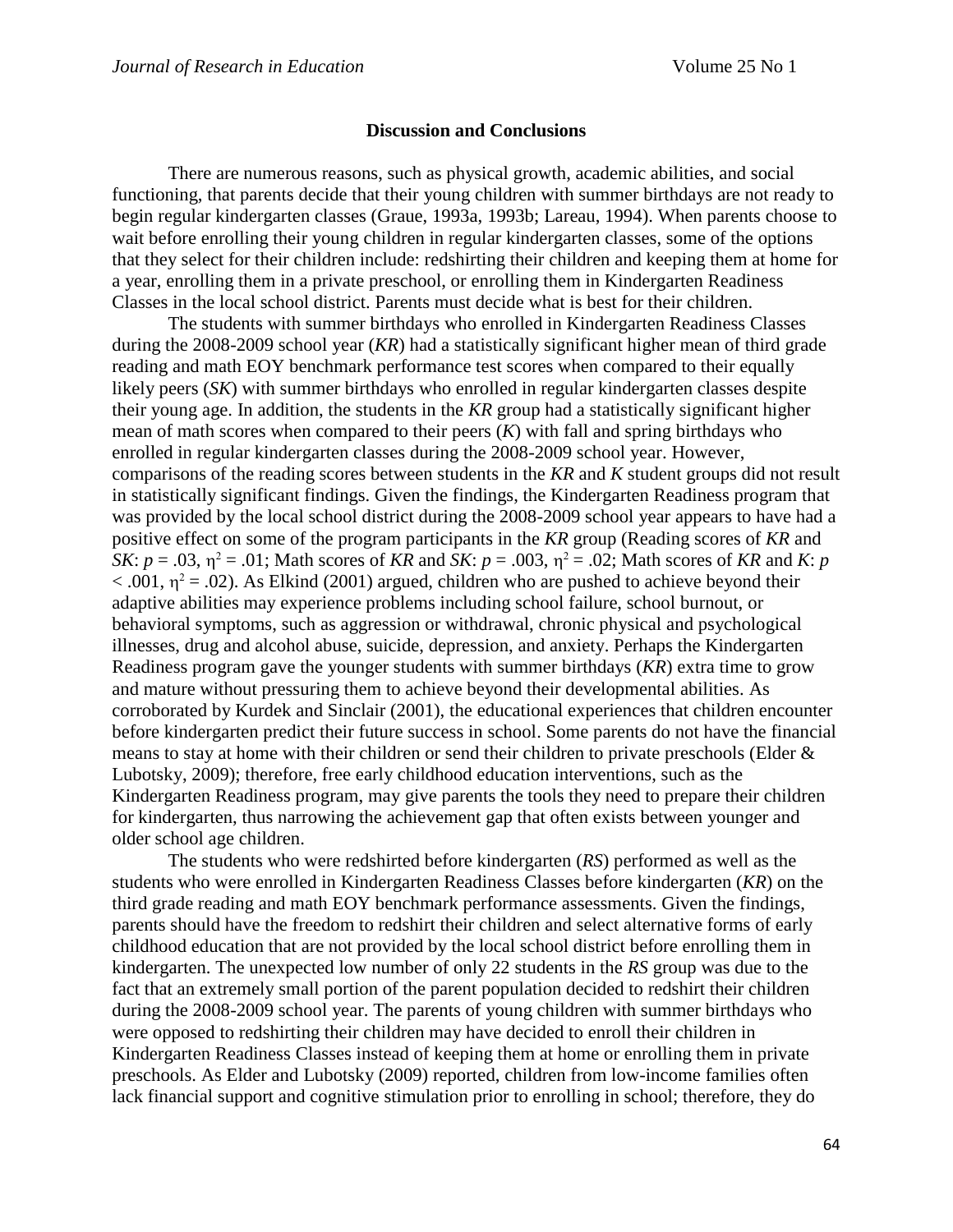## Discussion and Conclusions

There are numerous reasons, such as physical growth, academic abilities, and social functioning, that parents decide that their young children with summer birthdays are not ready to begin regular kindergarten classes (Graue, 1993a, 1993b; Lareau, 1994). When parents choose to wait before enrolling their young children in regular kindergarten classes, some of the options that they select for their children include: redshirting their children and keeping them at home for a year, enrolling them in a private preschool, or enrolling them in Kindergarten Readiness Classes in the local school district. Parents must decide what is best for their children.

The students with summer birthdays who enrolled in Kindergarten Readiness Classes during the 2008-2009 school year (*KR*) had a statistically significant higher mean of third grade reading and math EOY benchmark performance test scores when compared to their equally likely peers (*SK*) with summer birthdays who enrolled in regular kindergarten classes despite their young age. In addition, the students in the *KR* group had a statistically significant higher mean of math scores when compared to their peers (*K*) with fall and spring birthdays who enrolled in regular kindergarten classes during the 2008-2009 school year. However, comparisons of the reading scores between students in the *KR* and *K* student groups did not result in statistically significant findings. Given the findings, the Kindergarten Readiness program that was provided by the local school district during the 2008-2009 school year appears to have had a positive effect on some of the program participants in the *KR* group (Reading scores of *KR* and *SK*: $p = .03$, $\eta^2 = .01$; Math scores of *KR* and *SK*: $p = .003$, $\eta^2 = .02$; Math scores of *KR* and *K*: $p < .001$, $\eta^2 = .02$). As Elkind (2001) argued, children who are pushed to achieve beyond their adaptive abilities may experience problems including school failure, school burnout, or behavioral symptoms, such as aggression or withdrawal, chronic physical and psychological illnesses, drug and alcohol abuse, suicide, depression, and anxiety. Perhaps the Kindergarten Readiness program gave the younger students with summer birthdays (*KR*) extra time to grow and mature without pressuring them to achieve beyond their developmental abilities. As corroborated by Kurdek and Sinclair (2001), the educational experiences that children encounter before kindergarten predict their future success in school. Some parents do not have the financial means to stay at home with their children or send their children to private preschools (Elder & Lubotsky, 2009); therefore, free early childhood education interventions, such as the Kindergarten Readiness program, may give parents the tools they need to prepare their children for kindergarten, thus narrowing the achievement gap that often exists between younger and older school age children.

The students who were redshirted before kindergarten (*RS*) performed as well as the students who were enrolled in Kindergarten Readiness Classes before kindergarten (*KR*) on the third grade reading and math EOY benchmark performance assessments. Given the findings, parents should have the freedom to redshirt their children and select alternative forms of early childhood education that are not provided by the local school district before enrolling them in kindergarten. The unexpected low number of only 22 students in the *RS* group was due to the fact that an extremely small portion of the parent population decided to redshirt their children during the 2008-2009 school year. The parents of young children with summer birthdays who were opposed to redshirting their children may have decided to enroll their children in Kindergarten Readiness Classes instead of keeping them at home or enrolling them in private preschools. As Elder and Lubotsky (2009) reported, children from low-income families often lack financial support and cognitive stimulation prior to enrolling in school; therefore, they do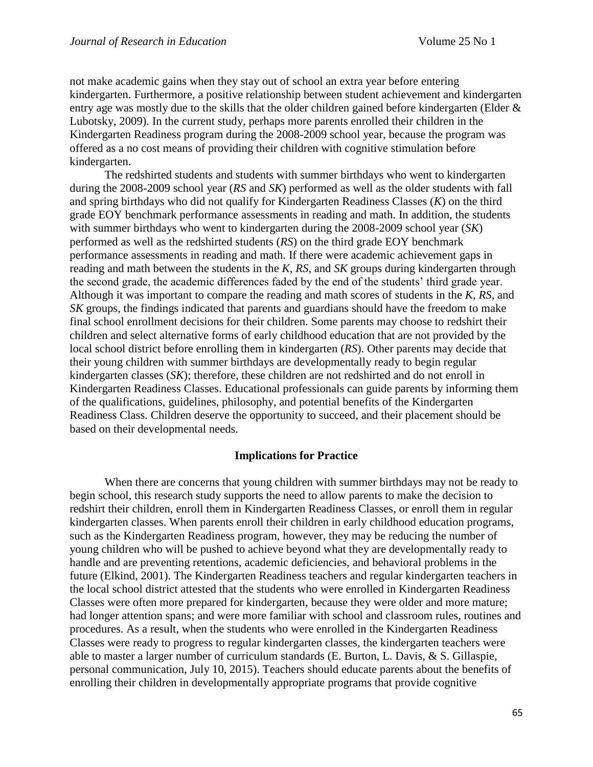not make academic gains when they stay out of school an extra year before entering kindergarten. Furthermore, a positive relationship between student achievement and kindergarten entry age was mostly due to the skills that the older children gained before kindergarten (Elder & Lubotsky, 2009). In the current study, perhaps more parents enrolled their children in the Kindergarten Readiness program during the 2008-2009 school year, because the program was offered as a no cost means of providing their children with cognitive stimulation before kindergarten.

The redshirted students and students with summer birthdays who went to kindergarten during the 2008-2009 school year (*RS* and *SK*) performed as well as the older students with fall and spring birthdays who did not qualify for Kindergarten Readiness Classes (*K*) on the third grade EOY benchmark performance assessments in reading and math. In addition, the students with summer birthdays who went to kindergarten during the 2008-2009 school year (*SK*) performed as well as the redshirted students (*RS*) on the third grade EOY benchmark performance assessments in reading and math. If there were academic achievement gaps in reading and math between the students in the *K*, *RS*, and *SK* groups during kindergarten through the second grade, the academic differences faded by the end of the students' third grade year. Although it was important to compare the reading and math scores of students in the *K*, *RS*, and *SK* groups, the findings indicated that parents and guardians should have the freedom to make final school enrollment decisions for their children. Some parents may choose to redshirt their children and select alternative forms of early childhood education that are not provided by the local school district before enrolling them in kindergarten (*RS*). Other parents may decide that their young children with summer birthdays are developmentally ready to begin regular kindergarten classes (*SK*); therefore, these children are not redshirted and do not enroll in Kindergarten Readiness Classes. Educational professionals can guide parents by informing them of the qualifications, guidelines, philosophy, and potential benefits of the Kindergarten Readiness Class. Children deserve the opportunity to succeed, and their placement should be based on their developmental needs.

## Implications for Practice

When there are concerns that young children with summer birthdays may not be ready to begin school, this research study supports the need to allow parents to make the decision to redshirt their children, enroll them in Kindergarten Readiness Classes, or enroll them in regular kindergarten classes. When parents enroll their children in early childhood education programs, such as the Kindergarten Readiness program, however, they may be reducing the number of young children who will be pushed to achieve beyond what they are developmentally ready to handle and are preventing retentions, academic deficiencies, and behavioral problems in the future (Elkind, 2001). The Kindergarten Readiness teachers and regular kindergarten teachers in the local school district attested that the students who were enrolled in Kindergarten Readiness Classes were often more prepared for kindergarten, because they were older and more mature; had longer attention spans; and were more familiar with school and classroom rules, routines and procedures. As a result, when the students who were enrolled in the Kindergarten Readiness Classes were ready to progress to regular kindergarten classes, the kindergarten teachers were able to master a larger number of curriculum standards (E. Burton, L. Davis, & S. Gillaspie, personal communication, July 10, 2015). Teachers should educate parents about the benefits of enrolling their children in developmentally appropriate programs that provide cognitive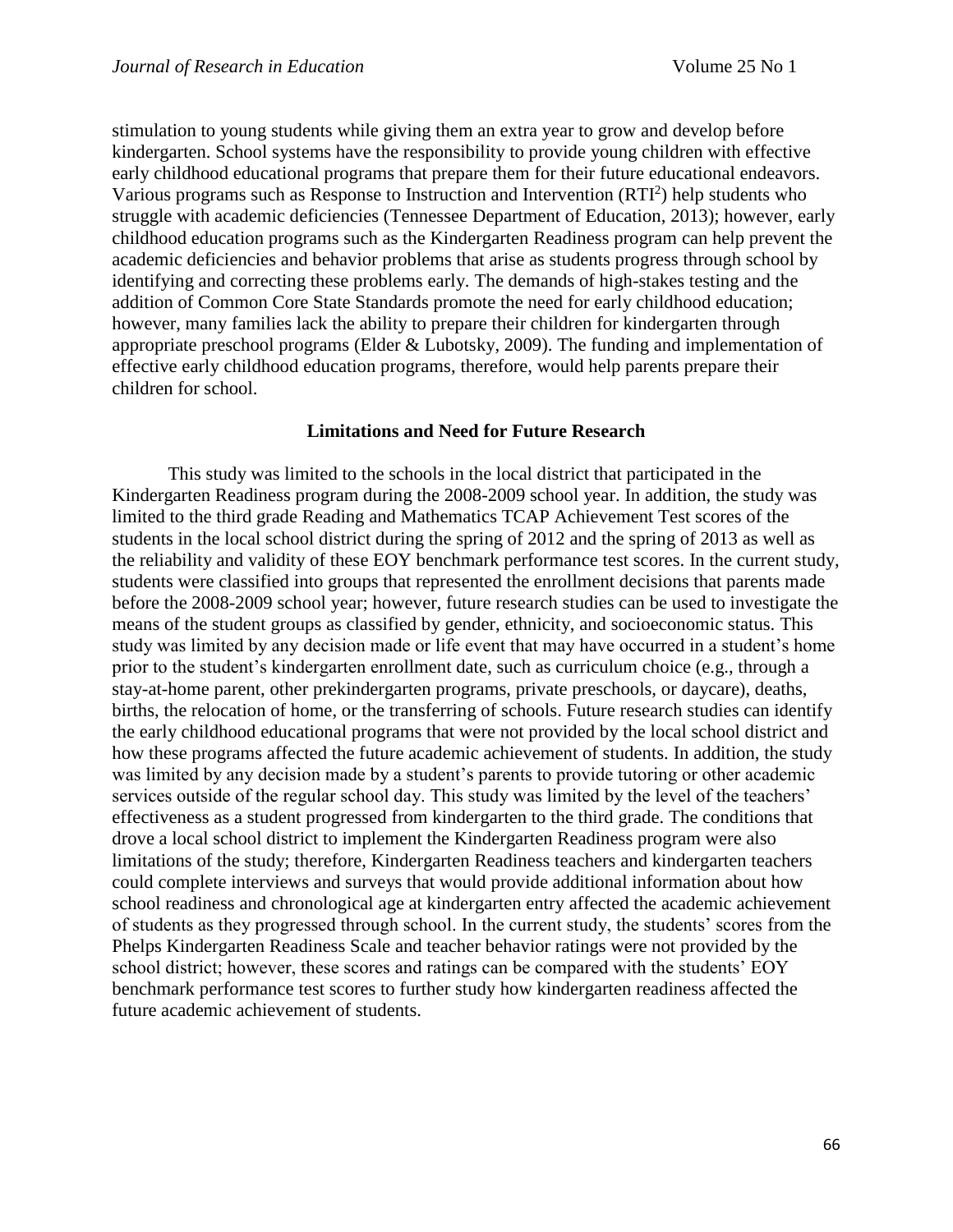stimulation to young students while giving them an extra year to grow and develop before kindergarten. School systems have the responsibility to provide young children with effective early childhood educational programs that prepare them for their future educational endeavors. Various programs such as Response to Instruction and Intervention (RTI$^2$) help students who struggle with academic deficiencies (Tennessee Department of Education, 2013); however, early childhood education programs such as the Kindergarten Readiness program can help prevent the academic deficiencies and behavior problems that arise as students progress through school by identifying and correcting these problems early. The demands of high-stakes testing and the addition of Common Core State Standards promote the need for early childhood education; however, many families lack the ability to prepare their children for kindergarten through appropriate preschool programs (Elder & Lubotsky, 2009). The funding and implementation of effective early childhood education programs, therefore, would help parents prepare their children for school.

## Limitations and Need for Future Research

This study was limited to the schools in the local district that participated in the Kindergarten Readiness program during the 2008-2009 school year. In addition, the study was limited to the third grade Reading and Mathematics TCAP Achievement Test scores of the students in the local school district during the spring of 2012 and the spring of 2013 as well as the reliability and validity of these EOY benchmark performance test scores. In the current study, students were classified into groups that represented the enrollment decisions that parents made before the 2008-2009 school year; however, future research studies can be used to investigate the means of the student groups as classified by gender, ethnicity, and socioeconomic status. This study was limited by any decision made or life event that may have occurred in a student's home prior to the student's kindergarten enrollment date, such as curriculum choice (e.g., through a stay-at-home parent, other prekindergarten programs, private preschools, or daycare), deaths, births, the relocation of home, or the transferring of schools. Future research studies can identify the early childhood educational programs that were not provided by the local school district and how these programs affected the future academic achievement of students. In addition, the study was limited by any decision made by a student's parents to provide tutoring or other academic services outside of the regular school day. This study was limited by the level of the teachers' effectiveness as a student progressed from kindergarten to the third grade. The conditions that drove a local school district to implement the Kindergarten Readiness program were also limitations of the study; therefore, Kindergarten Readiness teachers and kindergarten teachers could complete interviews and surveys that would provide additional information about how school readiness and chronological age at kindergarten entry affected the academic achievement of students as they progressed through school. In the current study, the students' scores from the Phelps Kindergarten Readiness Scale and teacher behavior ratings were not provided by the school district; however, these scores and ratings can be compared with the students' EOY benchmark performance test scores to further study how kindergarten readiness affected the future academic achievement of students.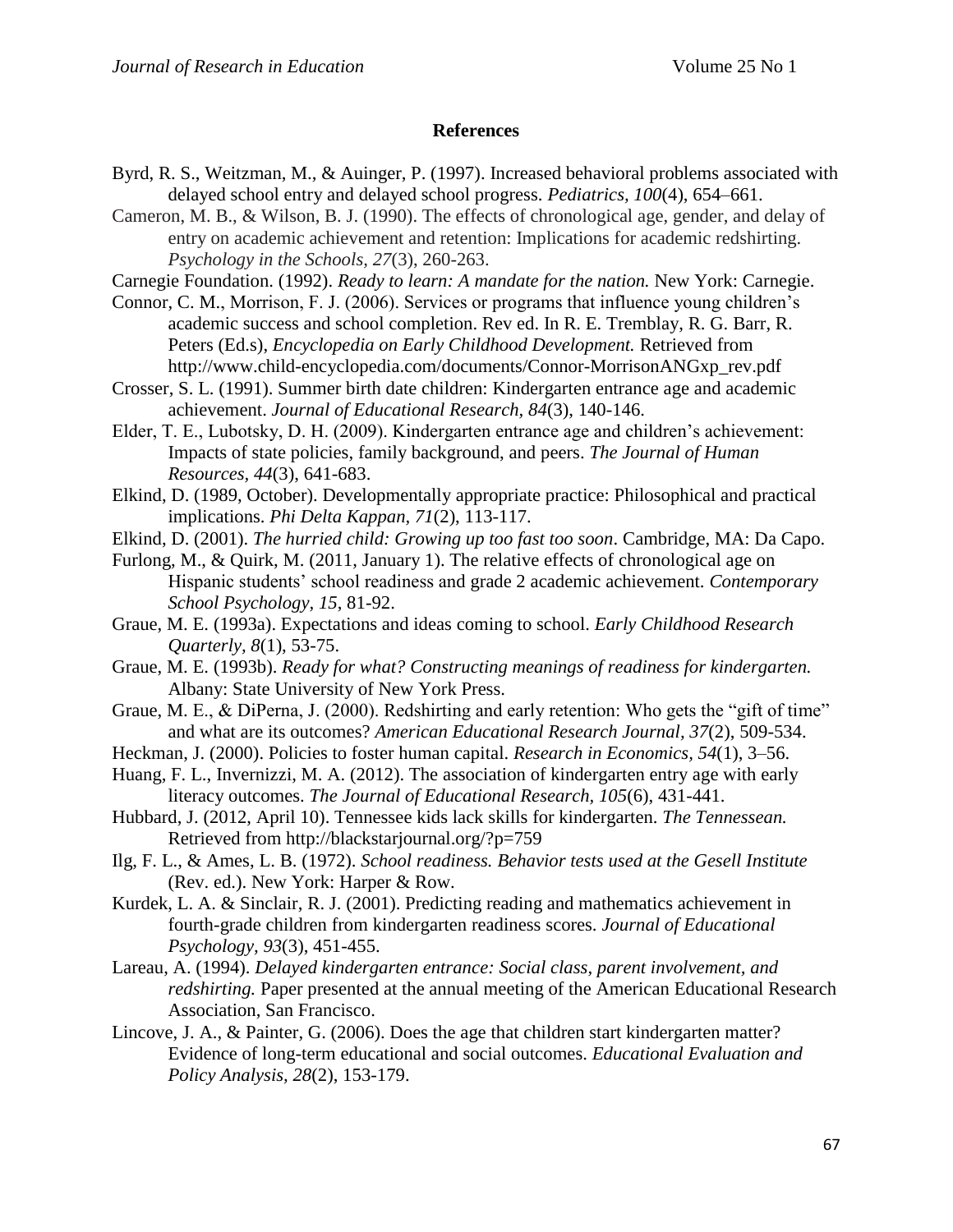**References**

Byrd, R. S., Weitzman, M., & Auinger, P. (1997). Increased behavioral problems associated with delayed school entry and delayed school progress. *Pediatrics, 100*(4), 654–661.

Cameron, M. B., & Wilson, B. J. (1990). The effects of chronological age, gender, and delay of entry on academic achievement and retention: Implications for academic redshirting. *Psychology in the Schools, 27*(3), 260-263.

Carnegie Foundation. (1992). *Ready to learn: A mandate for the nation.* New York: Carnegie.

Connor, C. M., Morrison, F. J. (2006). Services or programs that influence young children's academic success and school completion. Rev ed. In R. E. Tremblay, R. G. Barr, R. Peters (Ed.s), *Encyclopedia on Early Childhood Development.* Retrieved from http://www.child-encyclopedia.com/documents/Connor-MorrisonANGxp_rev.pdf

Crosser, S. L. (1991). Summer birth date children: Kindergarten entrance age and academic achievement. *Journal of Educational Research, 84*(3), 140-146.

Elder, T. E., Lubotsky, D. H. (2009). Kindergarten entrance age and children's achievement: Impacts of state policies, family background, and peers. *The Journal of Human Resources, 44*(3), 641-683.

Elkind, D. (1989, October). Developmentally appropriate practice: Philosophical and practical implications. *Phi Delta Kappan, 71*(2), 113-117.

Elkind, D. (2001). *The hurried child: Growing up too fast too soon*. Cambridge, MA: Da Capo.

Furlong, M., & Quirk, M. (2011, January 1). The relative effects of chronological age on Hispanic students' school readiness and grade 2 academic achievement. *Contemporary School Psychology, 15*, 81-92.

Graue, M. E. (1993a). Expectations and ideas coming to school. *Early Childhood Research Quarterly, 8*(1), 53-75.

Graue, M. E. (1993b). *Ready for what? Constructing meanings of readiness for kindergarten.* Albany: State University of New York Press.

Graue, M. E., & DiPerna, J. (2000). Redshirting and early retention: Who gets the "gift of time" and what are its outcomes? *American Educational Research Journal, 37*(2), 509-534.

Heckman, J. (2000). Policies to foster human capital. *Research in Economics, 54*(1), 3–56.

Huang, F. L., Invernizzi, M. A. (2012). The association of kindergarten entry age with early literacy outcomes. *The Journal of Educational Research, 105*(6), 431-441.

Hubbard, J. (2012, April 10). Tennessee kids lack skills for kindergarten. *The Tennessean.* Retrieved from http://blackstarjournal.org/?p=759

Ilg, F. L., & Ames, L. B. (1972). *School readiness. Behavior tests used at the Gesell Institute* (Rev. ed.). New York: Harper & Row.

Kurdek, L. A. & Sinclair, R. J. (2001). Predicting reading and mathematics achievement in fourth-grade children from kindergarten readiness scores. *Journal of Educational Psychology, 93*(3), 451-455.

Lareau, A. (1994). *Delayed kindergarten entrance: Social class, parent involvement, and redshirting.* Paper presented at the annual meeting of the American Educational Research Association, San Francisco.

Lincove, J. A., & Painter, G. (2006). Does the age that children start kindergarten matter? Evidence of long-term educational and social outcomes. *Educational Evaluation and Policy Analysis, 28*(2), 153-179.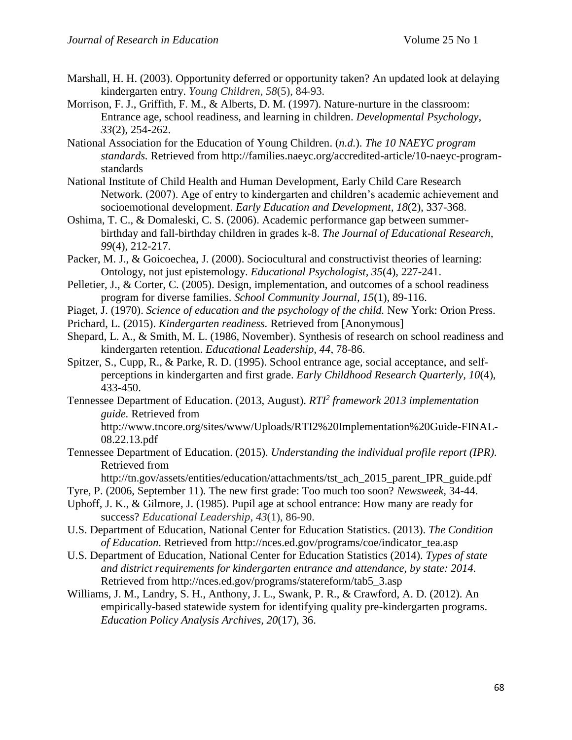Marshall, H. H. (2003). Opportunity deferred or opportunity taken? An updated look at delaying kindergarten entry. *Young Children*, *58*(5), 84-93.

Morrison, F. J., Griffith, F. M., & Alberts, D. M. (1997). Nature-nurture in the classroom: Entrance age, school readiness, and learning in children. *Developmental Psychology, 33*(2), 254-262.

National Association for the Education of Young Children. (*n.d.*). *The 10 NAEYC program standards.* Retrieved from http://families.naeyc.org/accredited-article/10-naeyc-program-standards

National Institute of Child Health and Human Development, Early Child Care Research Network. (2007). Age of entry to kindergarten and children's academic achievement and socioemotional development. *Early Education and Development, 18*(2), 337-368.

Oshima, T. C., & Domaleski, C. S. (2006). Academic performance gap between summer-birthday and fall-birthday children in grades k-8. *The Journal of Educational Research, 99*(4), 212-217.

Packer, M. J., & Goicoechea, J. (2000). Sociocultural and constructivist theories of learning: Ontology, not just epistemology. *Educational Psychologist*, *35*(4), 227-241.

Pelletier, J., & Corter, C. (2005). Design, implementation, and outcomes of a school readiness program for diverse families. *School Community Journal, 15*(1), 89-116.

Piaget, J. (1970). *Science of education and the psychology of the child.* New York: Orion Press.

Prichard, L. (2015). *Kindergarten readiness.* Retrieved from [Anonymous]

Shepard, L. A., & Smith, M. L. (1986, November). Synthesis of research on school readiness and kindergarten retention. *Educational Leadership, 44*, 78-86.

Spitzer, S., Cupp, R., & Parke, R. D. (1995). School entrance age, social acceptance, and self-perceptions in kindergarten and first grade. *Early Childhood Research Quarterly, 10*(4), 433-450.

Tennessee Department of Education. (2013, August). *RTI² framework 2013 implementation guide.* Retrieved from http://www.tncore.org/sites/www/Uploads/RTI2%20Implementation%20Guide-FINAL-08.22.13.pdf

Tennessee Department of Education. (2015). *Understanding the individual profile report (IPR).* Retrieved from http://tn.gov/assets/entities/education/attachments/tst_ach_2015_parent_IPR_guide.pdf

Tyre, P. (2006, September 11). The new first grade: Too much too soon? *Newsweek,* 34-44.

Uphoff, J. K., & Gilmore, J. (1985). Pupil age at school entrance: How many are ready for success? *Educational Leadership*, *43*(1), 86-90.

U.S. Department of Education, National Center for Education Statistics. (2013). *The Condition of Education.* Retrieved from http://nces.ed.gov/programs/coe/indicator_tea.asp

U.S. Department of Education, National Center for Education Statistics (2014). *Types of state and district requirements for kindergarten entrance and attendance, by state: 2014*. Retrieved from http://nces.ed.gov/programs/statereform/tab5_3.asp

Williams, J. M., Landry, S. H., Anthony, J. L., Swank, P. R., & Crawford, A. D. (2012). An empirically-based statewide system for identifying quality pre-kindergarten programs. *Education Policy Analysis Archives, 20*(17), 36.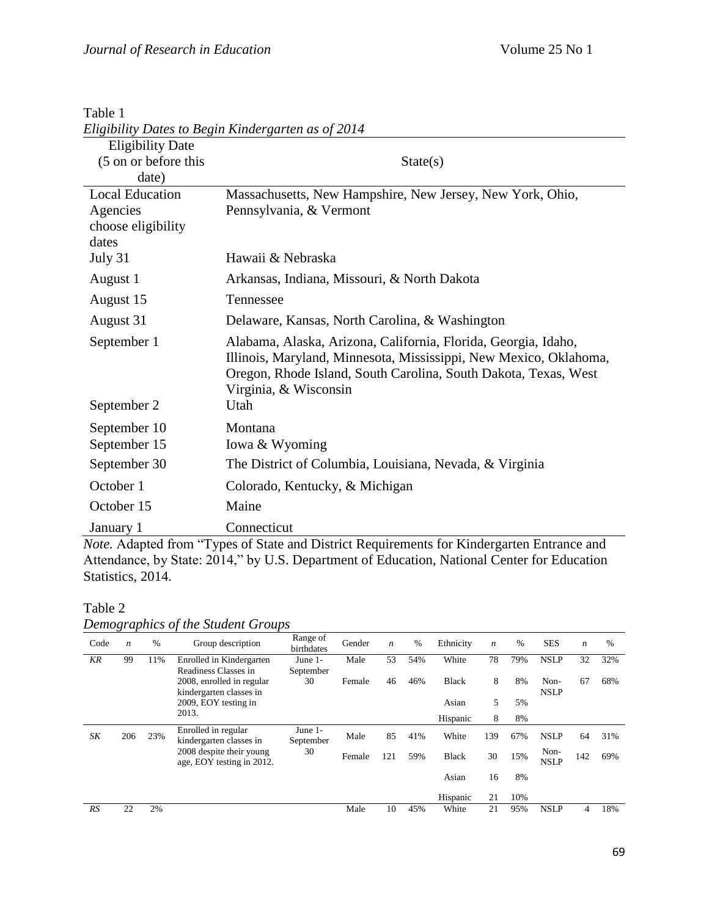Table 1
*Eligibility Dates to Begin Kindergarten as of 2014*

| Eligibility Date (5 on or before this date) | State(s) |
|---|---|
| Local Education Agencies choose eligibility dates | Massachusetts, New Hampshire, New Jersey, New York, Ohio, Pennsylvania, & Vermont |
| July 31 | Hawaii & Nebraska |
| August 1 | Arkansas, Indiana, Missouri, & North Dakota |
| August 15 | Tennessee |
| August 31 | Delaware, Kansas, North Carolina, & Washington |
| September 1 | Alabama, Alaska, Arizona, California, Florida, Georgia, Idaho, Illinois, Maryland, Minnesota, Mississippi, New Mexico, Oklahoma, Oregon, Rhode Island, South Carolina, South Dakota, Texas, West Virginia, & Wisconsin |
| September 2 | Utah |
| September 10 | Montana |
| September 15 | Iowa & Wyoming |
| September 30 | The District of Columbia, Louisiana, Nevada, & Virginia |
| October 1 | Colorado, Kentucky, & Michigan |
| October 15 | Maine |
| January 1 | Connecticut |

*Note.* Adapted from "Types of State and District Requirements for Kindergarten Entrance and Attendance, by State: 2014," by U.S. Department of Education, National Center for Education Statistics, 2014.

Table 2
*Demographics of the Student Groups*

| Code | *n* | % | Group description | Range of birthdates | Gender | *n* | % | Ethnicity | *n* | % | SES | *n* | % |
|---|---|---|---|---|---|---|---|---|---|---|---|---|---|
| *KR* | 99 | 11% | Enrolled in Kindergarten Readiness Classes in 2008, enrolled in regular kindergarten classes in 2009, EOY testing in 2013. | June 1- September 30 | Male | 53 | 54% | White | 78 | 79% | NSLP | 32 | 32% |
| | | | | | Female | 46 | 46% | Black | 8 | 8% | Non-NSLP | 67 | 68% |
| | | | | | | | | Asian | 5 | 5% | | | |
| | | | | | | | | Hispanic | 8 | 8% | | | |
| *SK* | 206 | 23% | Enrolled in regular kindergarten classes in 2008 despite their young age, EOY testing in 2012. | June 1- September 30 | Male | 85 | 41% | White | 139 | 67% | NSLP | 64 | 31% |
| | | | | | Female | 121 | 59% | Black | 30 | 15% | Non-NSLP | 142 | 69% |
| | | | | | | | | Asian | 16 | 8% | | | |
| | | | | | | | | Hispanic | 21 | 10% | | | |
| *RS* | 22 | 2% | | | Male | 10 | 45% | White | 21 | 95% | NSLP | 4 | 18% |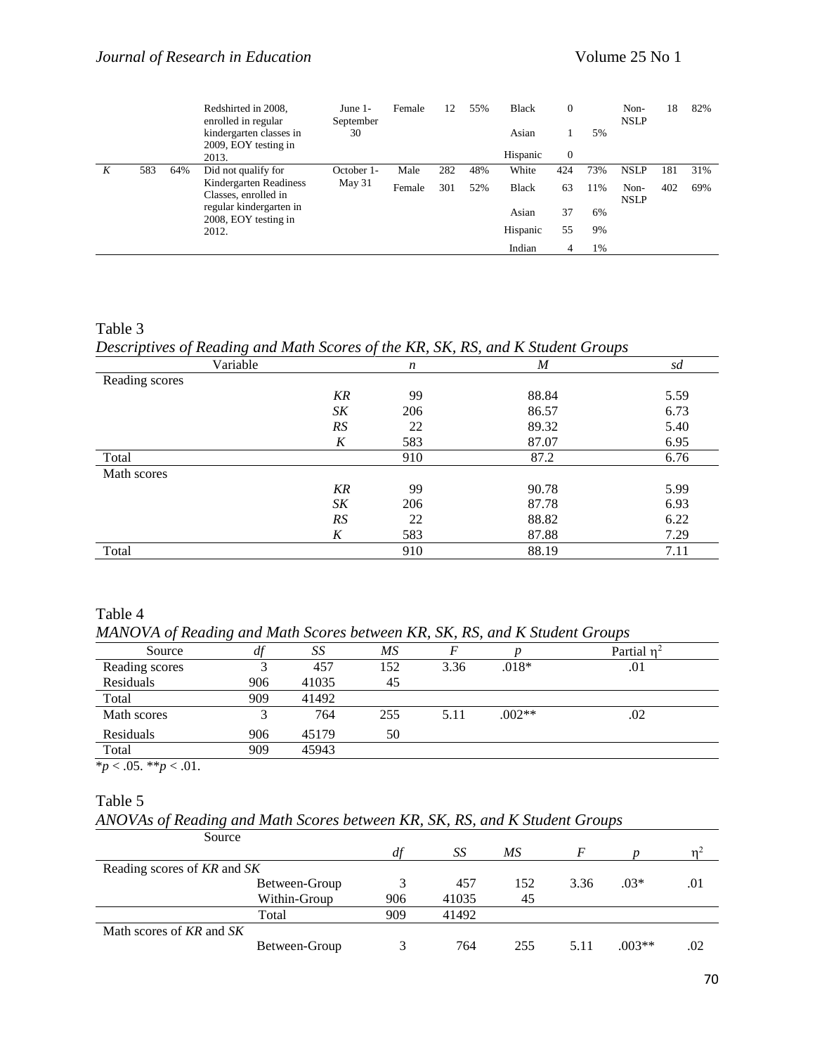| | | | | | | | | | | | | | |
|---|---|---|---|---|---|---|---|---|---|---|---|---|---|
| | | | Redshirted in 2008, enrolled in regular kindergarten classes in 2009, EOY testing in 2013. | June 1-September 30 | Female | 12 | 55% | Black | 0 | | Non-NSLP | 18 | 82% |
| | | | | | | | | Asian | 1 | 5% | | | |
| | | | | | | | | Hispanic | 0 | | | | |
| *K* | 583 | 64% | Did not qualify for Kindergarten Readiness Classes, enrolled in regular kindergarten in 2008, EOY testing in 2012. | October 1-May 31 | Male | 282 | 48% | White | 424 | 73% | NSLP | 181 | 31% |
| | | | | | Female | 301 | 52% | Black | 63 | 11% | Non-NSLP | 402 | 69% |
| | | | | | | | | Asian | 37 | 6% | | | |
| | | | | | | | | Hispanic | 55 | 9% | | | |
| | | | | | | | | Indian | 4 | 1% | | | |

Table 3

*Descriptives of Reading and Math Scores of the KR, SK, RS, and K Student Groups*

| Variable | | *n* | *M* | *sd* |
|---|---|---|---|---|
| Reading scores | | | | |
| | *KR* | 99 | 88.84 | 5.59 |
| | *SK* | 206 | 86.57 | 6.73 |
| | *RS* | 22 | 89.32 | 5.40 |
| | *K* | 583 | 87.07 | 6.95 |
| Total | | 910 | 87.2 | 6.76 |
| Math scores | | | | |
| | *KR* | 99 | 90.78 | 5.99 |
| | *SK* | 206 | 87.78 | 6.93 |
| | *RS* | 22 | 88.82 | 6.22 |
| | *K* | 583 | 87.88 | 7.29 |
| Total | | 910 | 88.19 | 7.11 |

Table 4

*MANOVA of Reading and Math Scores between KR, SK, RS, and K Student Groups*

| Source | *df* | *SS* | *MS* | *F* | *p* | Partial $\eta^2$ |
|---|---|---|---|---|---|---|
| Reading scores | 3 | 457 | 152 | 3.36 | .018* | .01 |
| Residuals | 906 | 41035 | 45 | | | |
| Total | 909 | 41492 | | | | |
| Math scores | 3 | 764 | 255 | 5.11 | .002** | .02 |
| Residuals | 906 | 45179 | 50 | | | |
| Total | 909 | 45943 | | | | |

*$p < .05$. **$p < .01$.

Table 5

*ANOVAs of Reading and Math Scores between KR, SK, RS, and K Student Groups*

| Source | | *df* | *SS* | *MS* | *F* | *p* | $\eta^2$ |
|---|---|---|---|---|---|---|---|
| Reading scores of *KR* and *SK* | | | | | | | |
| | Between-Group | 3 | 457 | 152 | 3.36 | .03* | .01 |
| | Within-Group | 906 | 41035 | 45 | | | |
| | Total | 909 | 41492 | | | | |
| Math scores of *KR* and *SK* | | | | | | | |
| | Between-Group | 3 | 764 | 255 | 5.11 | .003** | .02 |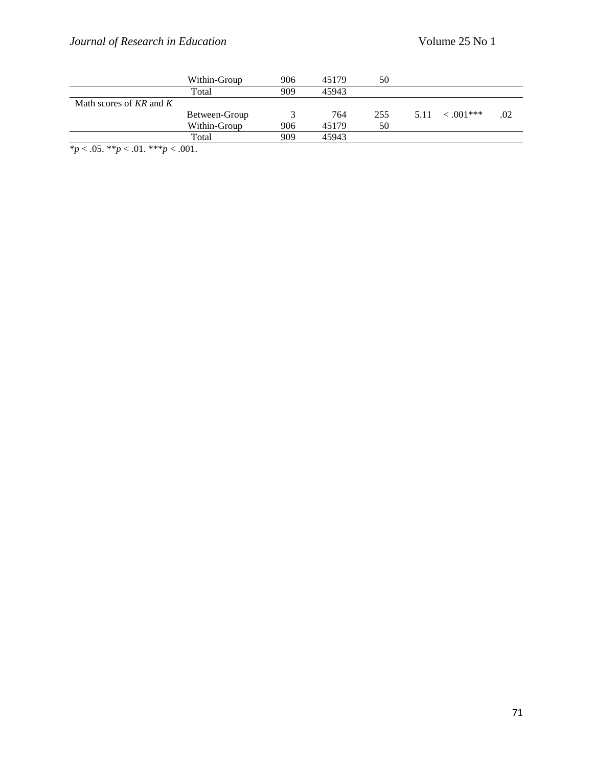| | | | | | | | |
|---|---|---|---|---|---|---|---|
| | Within-Group | 906 | 45179 | 50 | | | |
| | Total | 909 | 45943 | | | | |
| Math scores of *KR* and *K* | | | | | | | |
| | Between-Group | 3 | 764 | 255 | 5.11 | < .001*** | .02 |
| | Within-Group | 906 | 45179 | 50 | | | |
| | Total | 909 | 45943 | | | | |

*$p < .05$. **$p < .01$. ***$p < .001$.